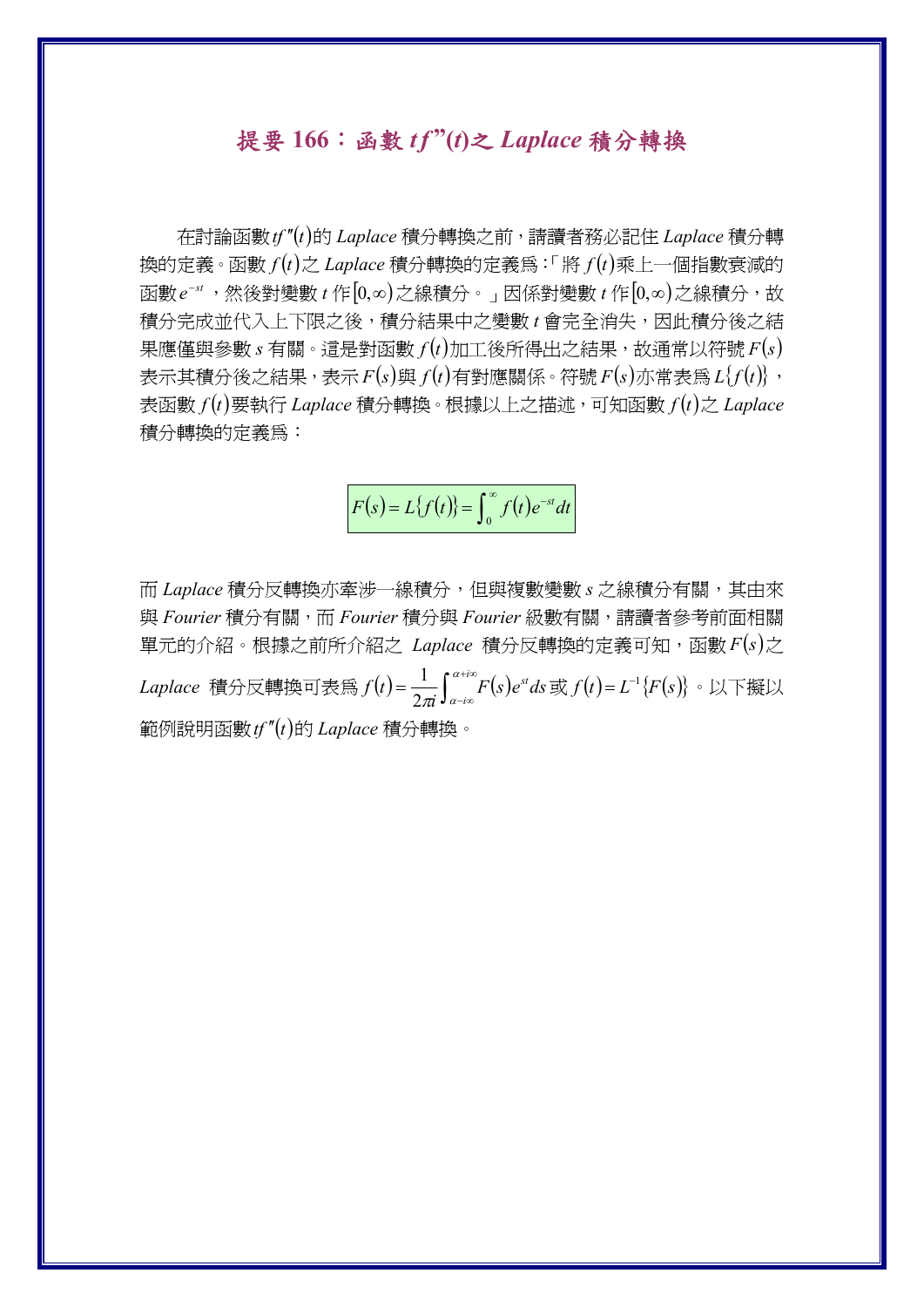# 提要 166：函數 $tf''(t)$之 *Laplace* 積分轉換

在討論函數$tf''(t)$的 *Laplace* 積分轉換之前，請讀者務必記住 *Laplace* 積分轉換的定義。函數 $f(t)$之 *Laplace* 積分轉換的定義爲：「將 $f(t)$乘上一個指數衰減的函數$e^{-st}$ ，然後對變數 $t$ 作$[0,\infty)$之線積分。」因係對變數 $t$ 作$[0,\infty)$之線積分，故積分完成並代入上下限之後，積分結果中之變數 $t$ 會完全消失，因此積分後之結果應僅與參數 $s$ 有關。這是對函數 $f(t)$加工後所得出之結果，故通常以符號$F(s)$表示其積分後之結果，表示$F(s)$與 $f(t)$有對應關係。符號$F(s)$亦常表爲$L\{f(t)\}$，表函數 $f(t)$要執行 *Laplace* 積分轉換。根據以上之描述，可知函數 $f(t)$之 *Laplace* 積分轉換的定義爲：

$$F(s) = L\{f(t)\} = \int_0^\infty f(t)e^{-st}dt$$

而 *Laplace* 積分反轉換亦牽涉一線積分，但與複數變數 $s$ 之線積分有關，其由來與 *Fourier* 積分有關，而 *Fourier* 積分與 *Fourier* 級數有關，請讀者參考前面相關單元的介紹。根據之前所介紹之 *Laplace* 積分反轉換的定義可知，函數$F(s)$之 *Laplace* 積分反轉換可表爲 $f(t) = \dfrac{1}{2\pi i}\int_{\alpha - i\infty}^{\alpha + i\infty} F(s)e^{st}ds$ 或 $f(t) = L^{-1}\{F(s)\}$。以下擬以範例說明函數$tf''(t)$的 *Laplace* 積分轉換。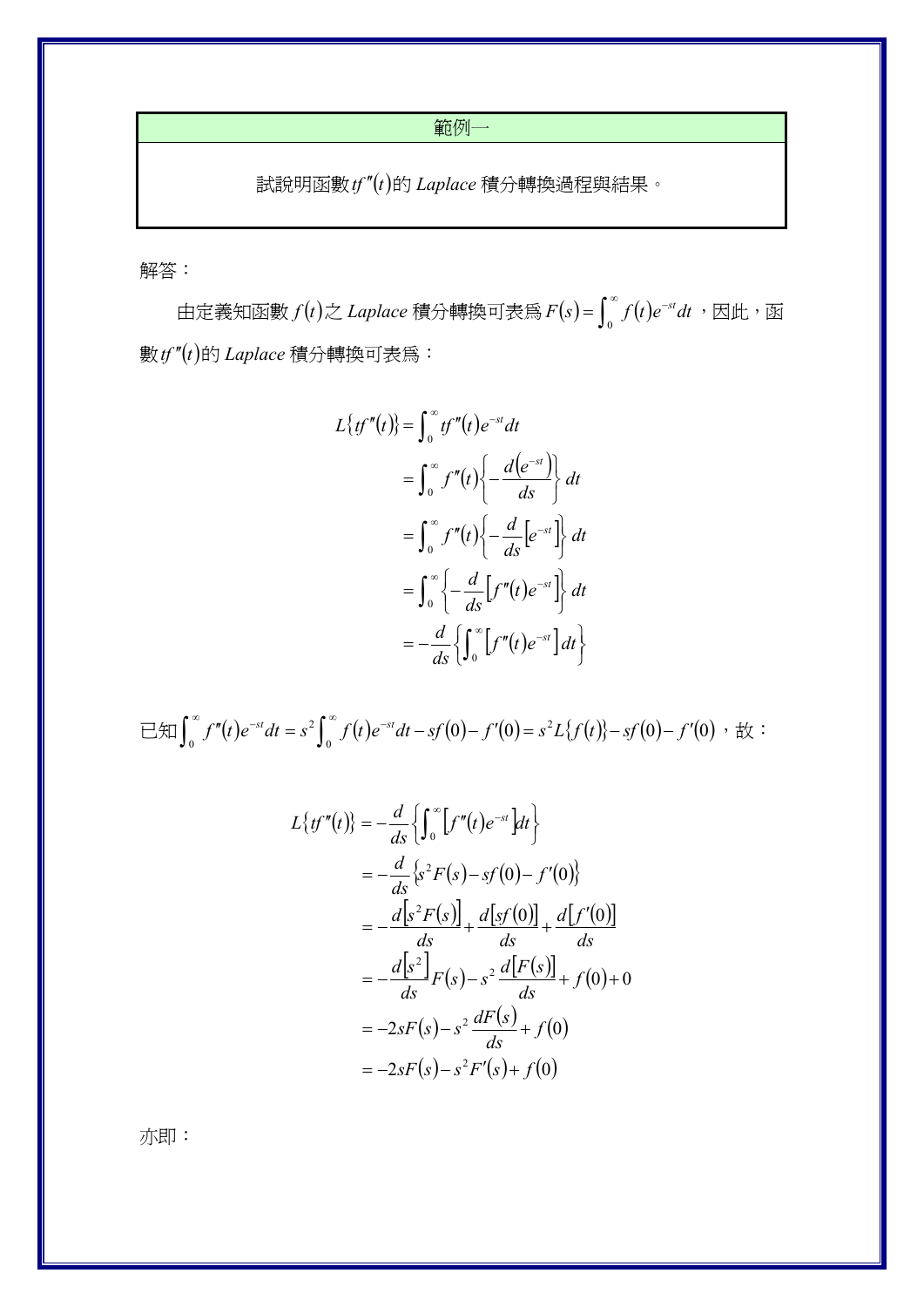| 範例一 |
| --- |
| 試說明函數$tf''(t)$的 *Laplace* 積分轉換過程與結果。 |

解答：

由定義知函數$f(t)$之 *Laplace* 積分轉換可表為$F(s)=\int_0^\infty f(t)e^{-st}dt$，因此，函數$tf''(t)$的 *Laplace* 積分轉換可表為：

$$
\begin{aligned}
L\{tf''(t)\} &= \int_0^\infty tf''(t)e^{-st}dt \\
&= \int_0^\infty f''(t)\left\{-\frac{d\left(e^{-st}\right)}{ds}\right\}dt \\
&= \int_0^\infty f''(t)\left\{-\frac{d}{ds}\left[e^{-st}\right]\right\}dt \\
&= \int_0^\infty \left\{-\frac{d}{ds}\left[f''(t)e^{-st}\right]\right\}dt \\
&= -\frac{d}{ds}\left\{\int_0^\infty \left[f''(t)e^{-st}\right]dt\right\}
\end{aligned}
$$

已知$\int_0^\infty f''(t)e^{-st}dt = s^2\int_0^\infty f(t)e^{-st}dt - sf(0) - f'(0) = s^2L\{f(t)\} - sf(0) - f'(0)$，故：

$$
\begin{aligned}
L\{tf''(t)\} &= -\frac{d}{ds}\left\{\int_0^\infty \left[f''(t)e^{-st}\right]dt\right\} \\
&= -\frac{d}{ds}\left\{s^2F(s) - sf(0) - f'(0)\right\} \\
&= -\frac{d\left[s^2F(s)\right]}{ds} + \frac{d\left[sf(0)\right]}{ds} + \frac{d\left[f'(0)\right]}{ds} \\
&= -\frac{d\left[s^2\right]}{ds}F(s) - s^2\frac{d\left[F(s)\right]}{ds} + f(0) + 0 \\
&= -2sF(s) - s^2\frac{dF(s)}{ds} + f(0) \\
&= -2sF(s) - s^2F'(s) + f(0)
\end{aligned}
$$

亦即：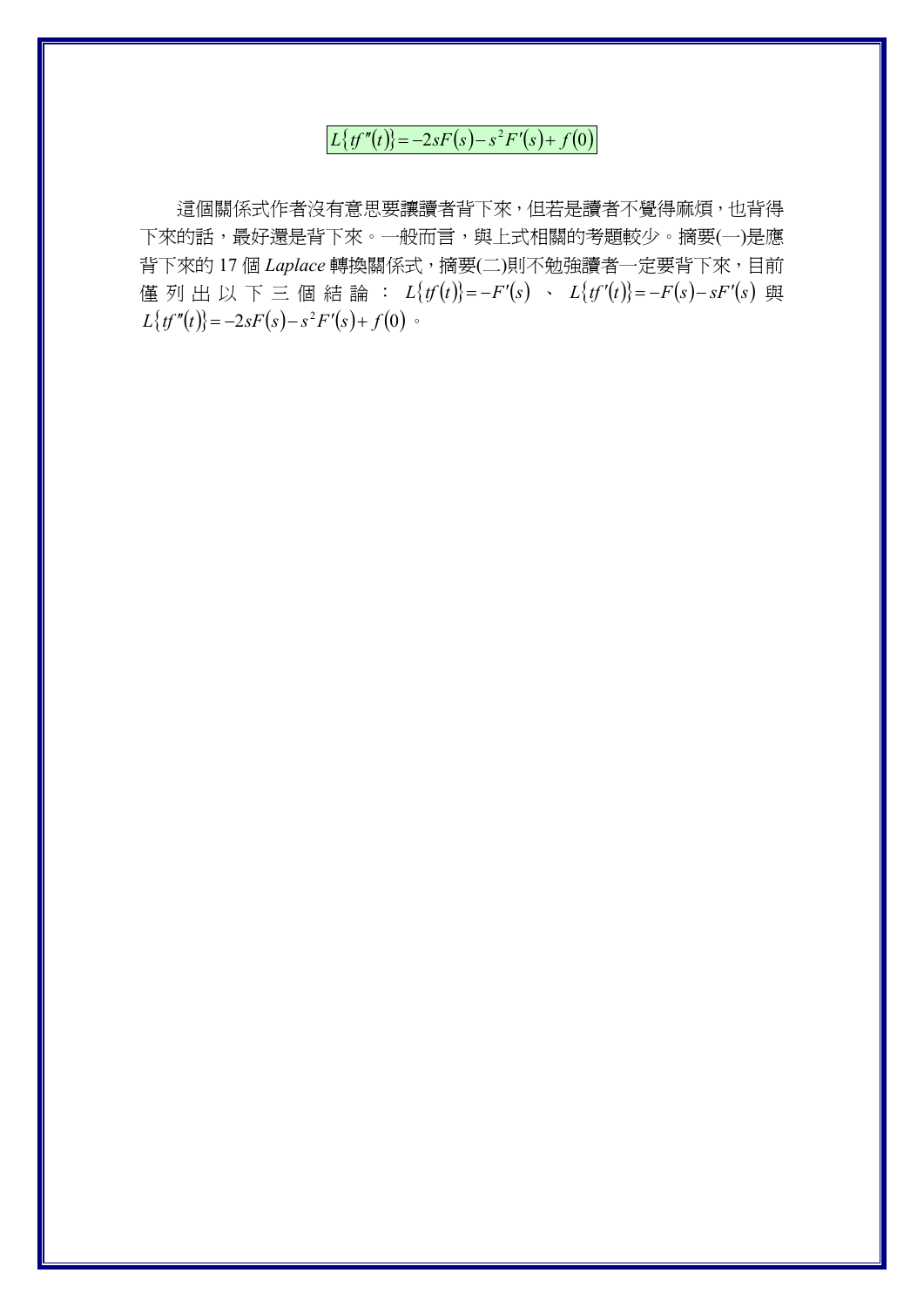$$\boxed{L\{tf''(t)\}=-2sF(s)-s^2F'(s)+f(0)}$$

這個關係式作者沒有意思要讓讀者背下來，但若是讀者不覺得麻煩，也背得下來的話，最好還是背下來。一般而言，與上式相關的考題較少。摘要(一)是應背下來的 17 個 *Laplace* 轉換關係式，摘要(二)則不勉強讀者一定要背下來，目前僅列出以下三個結論：$L\{tf(t)\}=-F'(s)$ 、 $L\{tf'(t)\}=-F(s)-sF'(s)$ 與 $L\{tf''(t)\}=-2sF(s)-s^2F'(s)+f(0)$。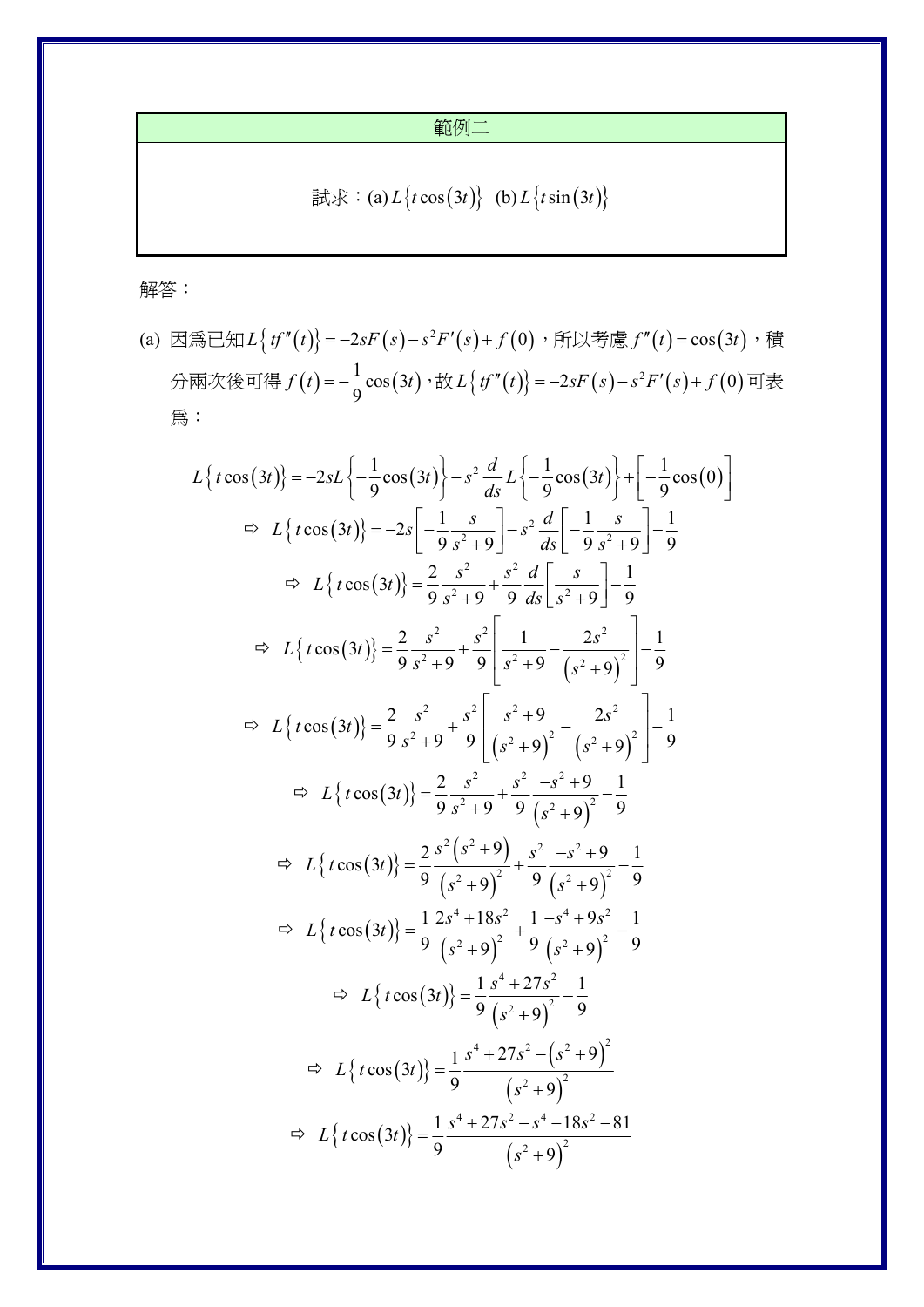| 範例二 |
|---|
| 試求：(a) $L\{t\cos(3t)\}$ (b) $L\{t\sin(3t)\}$ |

解答：

(a) 因爲已知 $L\{tf''(t)\} = -2sF(s) - s^2F'(s) + f(0)$，所以考慮 $f''(t) = \cos(3t)$，積分兩次後可得 $f(t) = -\frac{1}{9}\cos(3t)$，故 $L\{tf''(t)\} = -2sF(s) - s^2F'(s) + f(0)$ 可表爲：

$$L\{t\cos(3t)\} = -2sL\left\{-\frac{1}{9}\cos(3t)\right\} - s^2\frac{d}{ds}L\left\{-\frac{1}{9}\cos(3t)\right\} + \left[-\frac{1}{9}\cos(0)\right]$$

$$\Rightarrow L\{t\cos(3t)\} = -2s\left[-\frac{1}{9}\frac{s}{s^2+9}\right] - s^2\frac{d}{ds}\left[-\frac{1}{9}\frac{s}{s^2+9}\right] - \frac{1}{9}$$

$$\Rightarrow L\{t\cos(3t)\} = \frac{2}{9}\frac{s^2}{s^2+9} + \frac{s^2}{9}\frac{d}{ds}\left[\frac{s}{s^2+9}\right] - \frac{1}{9}$$

$$\Rightarrow L\{t\cos(3t)\} = \frac{2}{9}\frac{s^2}{s^2+9} + \frac{s^2}{9}\left[\frac{1}{s^2+9} - \frac{2s^2}{\left(s^2+9\right)^2}\right] - \frac{1}{9}$$

$$\Rightarrow L\{t\cos(3t)\} = \frac{2}{9}\frac{s^2}{s^2+9} + \frac{s^2}{9}\left[\frac{s^2+9}{\left(s^2+9\right)^2} - \frac{2s^2}{\left(s^2+9\right)^2}\right] - \frac{1}{9}$$

$$\Rightarrow L\{t\cos(3t)\} = \frac{2}{9}\frac{s^2}{s^2+9} + \frac{s^2}{9}\frac{-s^2+9}{\left(s^2+9\right)^2} - \frac{1}{9}$$

$$\Rightarrow L\{t\cos(3t)\} = \frac{2}{9}\frac{s^2\left(s^2+9\right)}{\left(s^2+9\right)^2} + \frac{s^2}{9}\frac{-s^2+9}{\left(s^2+9\right)^2} - \frac{1}{9}$$

$$\Rightarrow L\{t\cos(3t)\} = \frac{1}{9}\frac{2s^4+18s^2}{\left(s^2+9\right)^2} + \frac{1}{9}\frac{-s^4+9s^2}{\left(s^2+9\right)^2} - \frac{1}{9}$$

$$\Rightarrow L\{t\cos(3t)\} = \frac{1}{9}\frac{s^4+27s^2}{\left(s^2+9\right)^2} - \frac{1}{9}$$

$$\Rightarrow L\{t\cos(3t)\} = \frac{1}{9}\frac{s^4+27s^2-\left(s^2+9\right)^2}{\left(s^2+9\right)^2}$$

$$\Rightarrow L\{t\cos(3t)\} = \frac{1}{9}\frac{s^4+27s^2-s^4-18s^2-81}{\left(s^2+9\right)^2}$$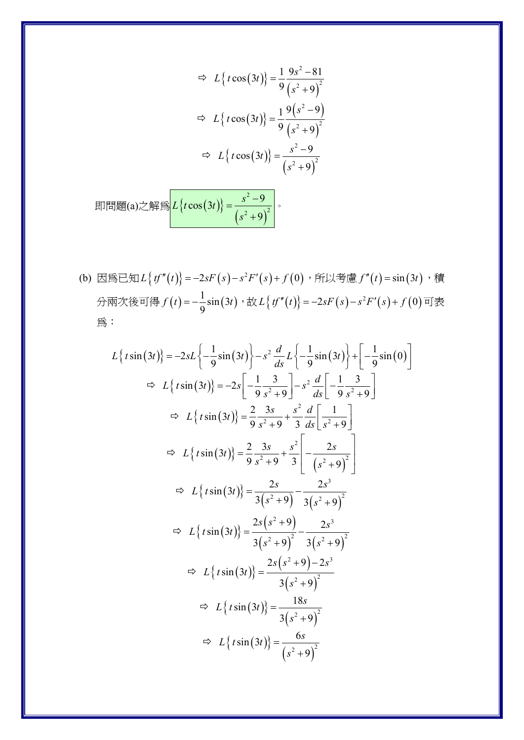$$\Rightarrow \; L\{t\cos(3t)\} = \frac{1}{9}\frac{9s^2-81}{(s^2+9)^2}$$

$$\Rightarrow \; L\{t\cos(3t)\} = \frac{1}{9}\frac{9(s^2-9)}{(s^2+9)^2}$$

$$\Rightarrow \; L\{t\cos(3t)\} = \frac{s^2-9}{(s^2+9)^2}$$

即問題(a)之解爲 $L\{t\cos(3t)\} = \dfrac{s^2-9}{(s^2+9)^2}$。

(b) 因爲已知 $L\{tf''(t)\} = -2sF(s) - s^2F'(s) + f(0)$，所以考慮 $f''(t) = \sin(3t)$，積分兩次後可得 $f(t) = -\frac{1}{9}\sin(3t)$，故 $L\{tf''(t)\} = -2sF(s) - s^2F'(s) + f(0)$ 可表爲：

$$L\{t\sin(3t)\} = -2sL\left\{-\frac{1}{9}\sin(3t)\right\} - s^2\frac{d}{ds}L\left\{-\frac{1}{9}\sin(3t)\right\} + \left[-\frac{1}{9}\sin(0)\right]$$

$$\Rightarrow \; L\{t\sin(3t)\} = -2s\left[-\frac{1}{9}\frac{3}{s^2+9}\right] - s^2\frac{d}{ds}\left[-\frac{1}{9}\frac{3}{s^2+9}\right]$$

$$\Rightarrow \; L\{t\sin(3t)\} = \frac{2}{9}\frac{3s}{s^2+9} + \frac{s^2}{3}\frac{d}{ds}\left[\frac{1}{s^2+9}\right]$$

$$\Rightarrow \; L\{t\sin(3t)\} = \frac{2}{9}\frac{3s}{s^2+9} + \frac{s^2}{3}\left[-\frac{2s}{(s^2+9)^2}\right]$$

$$\Rightarrow \; L\{t\sin(3t)\} = \frac{2s}{3(s^2+9)} - \frac{2s^3}{3(s^2+9)^2}$$

$$\Rightarrow \; L\{t\sin(3t)\} = \frac{2s(s^2+9)}{3(s^2+9)^2} - \frac{2s^3}{3(s^2+9)^2}$$

$$\Rightarrow \; L\{t\sin(3t)\} = \frac{2s(s^2+9) - 2s^3}{3(s^2+9)^2}$$

$$\Rightarrow \; L\{t\sin(3t)\} = \frac{18s}{3(s^2+9)^2}$$

$$\Rightarrow \; L\{t\sin(3t)\} = \frac{6s}{(s^2+9)^2}$$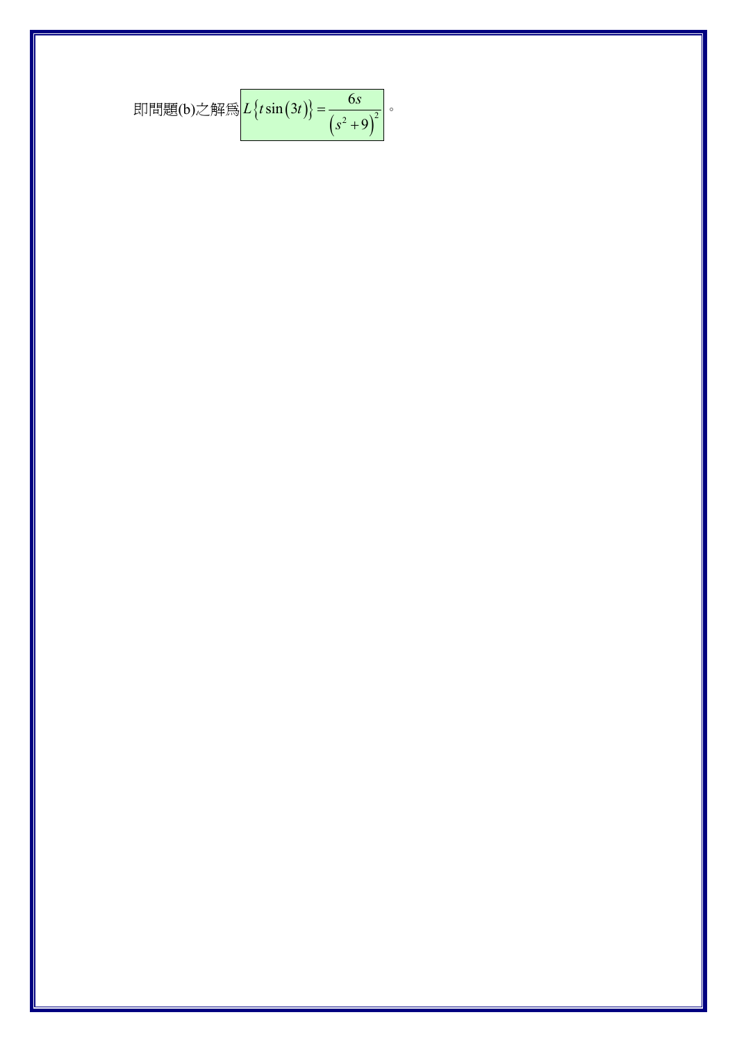即問題(b)之解為 $L\left\{t\sin\left(3t\right)\right\}=\dfrac{6s}{\left(s^2+9\right)^2}$。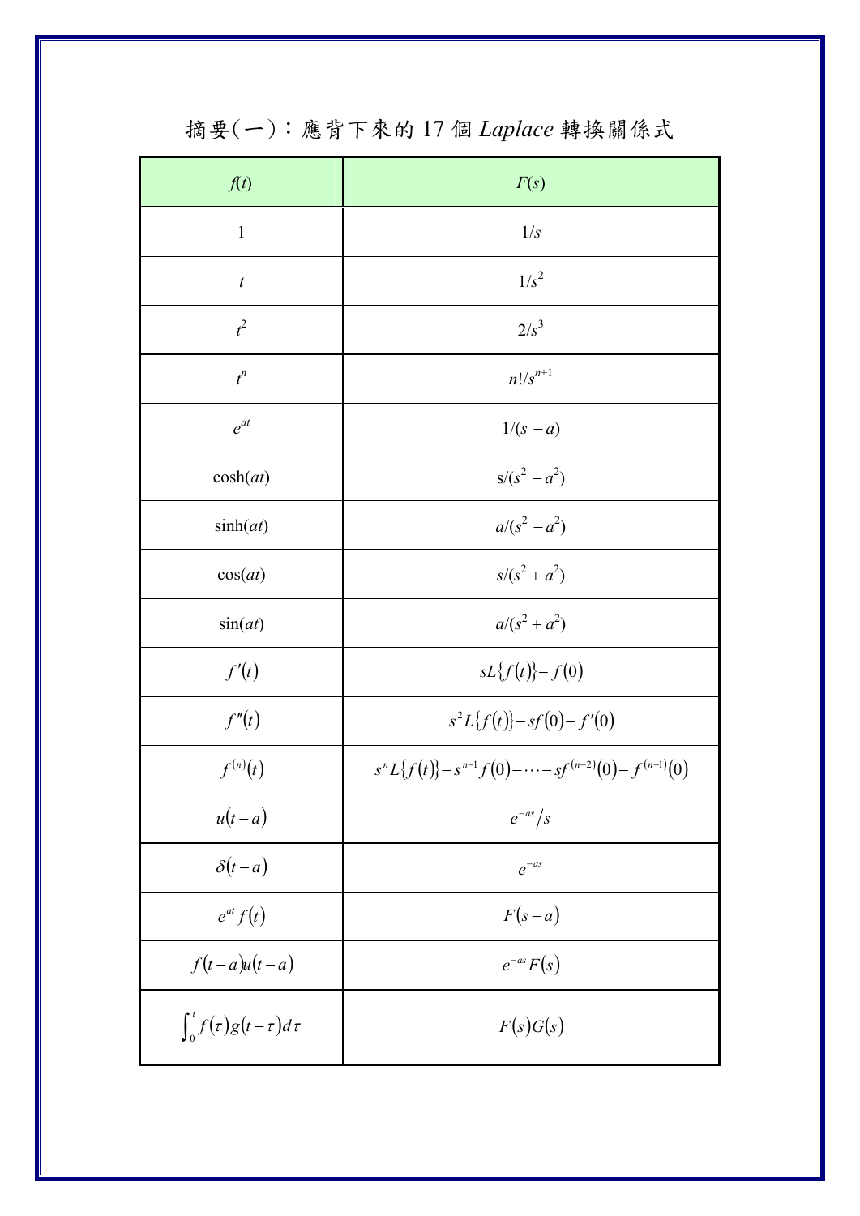# 摘要(一)：應背下來的 17 個 *Laplace* 轉換關係式

| $f(t)$ | $F(s)$ |
| --- | --- |
| $1$ | $1/s$ |
| $t$ | $1/s^2$ |
| $t^2$ | $2/s^3$ |
| $t^n$ | $n!/s^{n+1}$ |
| $e^{at}$ | $1/(s-a)$ |
| $\cosh(at)$ | $s/(s^2-a^2)$ |
| $\sinh(at)$ | $a/(s^2-a^2)$ |
| $\cos(at)$ | $s/(s^2+a^2)$ |
| $\sin(at)$ | $a/(s^2+a^2)$ |
| $f'(t)$ | $sL\{f(t)\}-f(0)$ |
| $f''(t)$ | $s^2L\{f(t)\}-sf(0)-f'(0)$ |
| $f^{(n)}(t)$ | $s^nL\{f(t)\}-s^{n-1}f(0)-\cdots-sf^{(n-2)}(0)-f^{(n-1)}(0)$ |
| $u(t-a)$ | $e^{-as}/s$ |
| $\delta(t-a)$ | $e^{-as}$ |
| $e^{at}f(t)$ | $F(s-a)$ |
| $f(t-a)u(t-a)$ | $e^{-as}F(s)$ |
| $\int_0^t f(\tau)g(t-\tau)d\tau$ | $F(s)G(s)$ |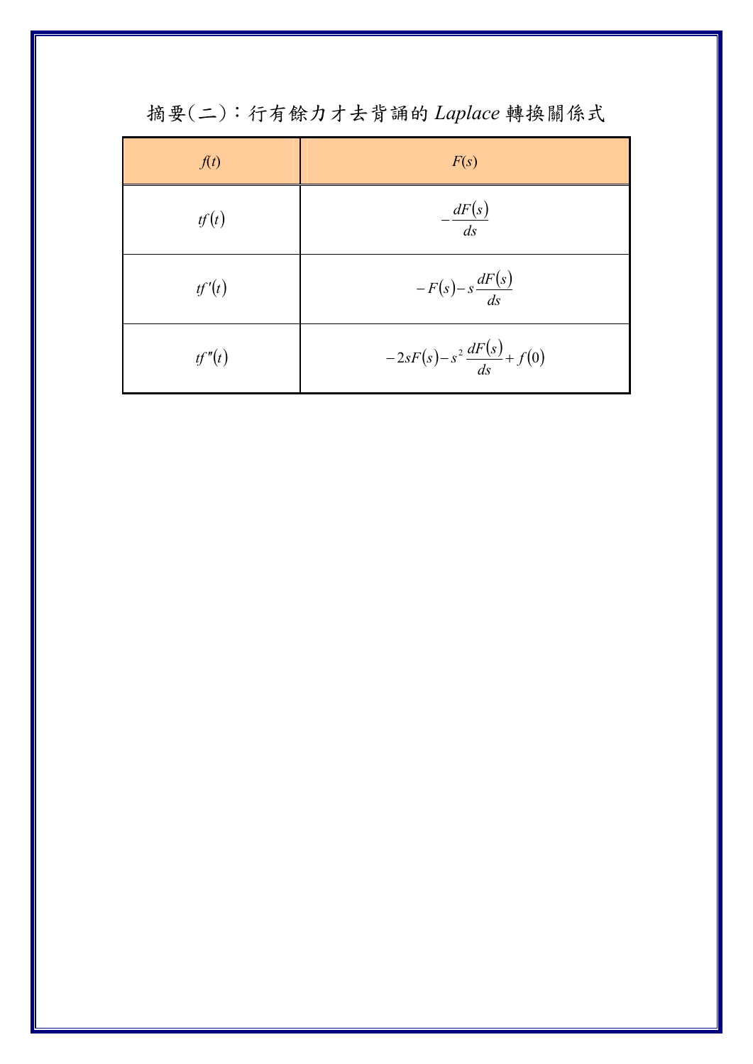# 摘要(二)：行有餘力才去背誦的 *Laplace* 轉換關係式

| $f(t)$ | $F(s)$ |
| --- | --- |
| $tf(t)$ | $-\dfrac{dF(s)}{ds}$ |
| $tf'(t)$ | $-F(s)-s\dfrac{dF(s)}{ds}$ |
| $tf''(t)$ | $-2sF(s)-s^2\dfrac{dF(s)}{ds}+f(0)$ |